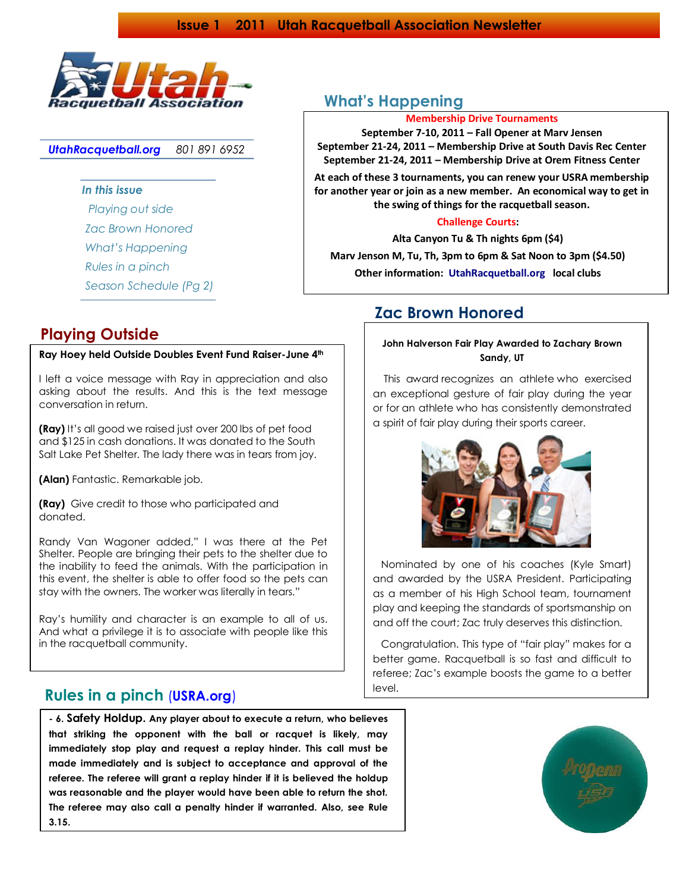# Issue 1 2011 Utah Racquetball Association Newsletter

Utah Racquetball Association

*UtahRacquetball.org* 801 891 6952

***In this issue***

- *Playing out side*
- *Zac Brown Honored*
- *What's Happening*
- *Rules in a pinch*
- *Season Schedule (Pg 2)*

## What's Happening

**Membership Drive Tournaments**

**September 7-10, 2011 – Fall Opener at Marv Jensen**
**September 21-24, 2011 – Membership Drive at South Davis Rec Center**
**September 21-24, 2011 – Membership Drive at Orem Fitness Center**

**At each of these 3 tournaments, you can renew your USRA membership for another year or join as a new member. An economical way to get in the swing of things for the racquetball season.**

**Challenge Courts:**

**Alta Canyon Tu & Th nights 6pm ($4)**

**Marv Jenson M, Tu, Th, 3pm to 6pm & Sat Noon to 3pm ($4.50)**

**Other information: UtahRacquetball.org local clubs**

## Playing Outside

**Ray Hoey held Outside Doubles Event Fund Raiser-June 4th**

I left a voice message with Ray in appreciation and also asking about the results. And this is the text message conversation in return.

**(Ray)** It's all good we raised just over 200 lbs of pet food and $125 in cash donations. It was donated to the South Salt Lake Pet Shelter. The lady there was in tears from joy.

**(Alan)** Fantastic. Remarkable job.

**(Ray)** Give credit to those who participated and donated.

Randy Van Wagoner added," I was there at the Pet Shelter. People are bringing their pets to the shelter due to the inability to feed the animals. With the participation in this event, the shelter is able to offer food so the pets can stay with the owners. The worker was literally in tears."

Ray's humility and character is an example to all of us. And what a privilege it is to associate with people like this in the racquetball community.

## Zac Brown Honored

**John Halverson Fair Play Awarded to Zachary Brown Sandy, UT**

This award recognizes an athlete who exercised an exceptional gesture of fair play during the year or for an athlete who has consistently demonstrated a spirit of fair play during their sports career.

Nominated by one of his coaches (Kyle Smart) and awarded by the USRA President. Participating as a member of his High School team, tournament play and keeping the standards of sportsmanship on and off the court; Zac truly deserves this distinction.

Congratulation. This type of "fair play" makes for a better game. Racquetball is so fast and difficult to referee; Zac's example boosts the game to a better level.

## Rules in a pinch (USRA.org)

**- 6. Safety Holdup. Any player about to execute a return, who believes that striking the opponent with the ball or racquet is likely, may immediately stop play and request a replay hinder. This call must be made immediately and is subject to acceptance and approval of the referee. The referee will grant a replay hinder if it is believed the holdup was reasonable and the player would have been able to return the shot. The referee may also call a penalty hinder if warranted. Also, see Rule 3.15.**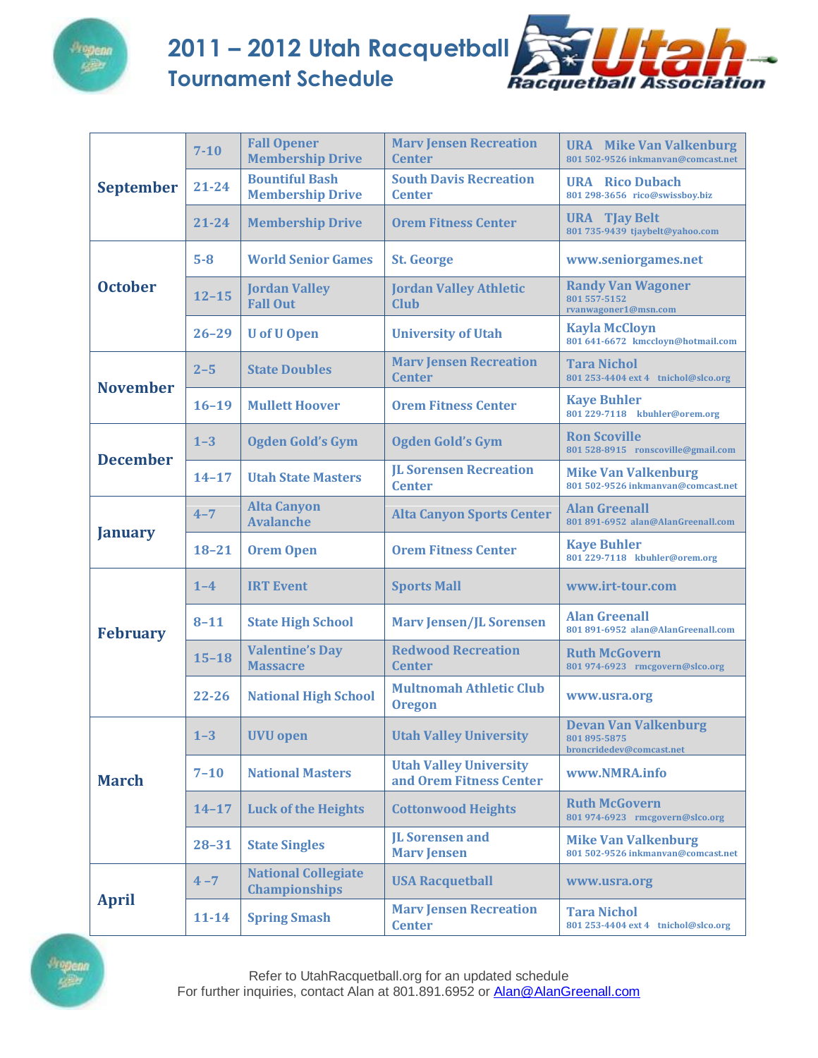# 2011 – 2012 Utah Racquetball Tournament Schedule

| | | | | |
|---|---|---|---|---|
| September | 7-10 | Fall Opener Membership Drive | Marv Jensen Recreation Center | URA Mike Van Valkenburg 801 502-9526 inkmanvan@comcast.net |
| | 21-24 | Bountiful Bash Membership Drive | South Davis Recreation Center | URA Rico Dubach 801 298-3656 rico@swissboy.biz |
| | 21-24 | Membership Drive | Orem Fitness Center | URA TJay Belt 801 735-9439 tjaybelt@yahoo.com |
| October | 5-8 | World Senior Games | St. George | www.seniorgames.net |
| | 12–15 | Jordan Valley Fall Out | Jordan Valley Athletic Club | Randy Van Wagoner 801 557-5152 rvanwagoner1@msn.com |
| | 26–29 | U of U Open | University of Utah | Kayla McCloyn 801 641-6672 kmccloyn@hotmail.com |
| November | 2–5 | State Doubles | Marv Jensen Recreation Center | Tara Nichol 801 253-4404 ext 4 tnichol@slco.org |
| | 16–19 | Mullett Hoover | Orem Fitness Center | Kaye Buhler 801 229-7118 kbuhler@orem.org |
| December | 1–3 | Ogden Gold's Gym | Ogden Gold's Gym | Ron Scoville 801 528-8915 ronscoville@gmail.com |
| | 14–17 | Utah State Masters | JL Sorensen Recreation Center | Mike Van Valkenburg 801 502-9526 inkmanvan@comcast.net |
| January | 4–7 | Alta Canyon Avalanche | Alta Canyon Sports Center | Alan Greenall 801 891-6952 alan@AlanGreenall.com |
| | 18–21 | Orem Open | Orem Fitness Center | Kaye Buhler 801 229-7118 kbuhler@orem.org |
| February | 1–4 | IRT Event | Sports Mall | www.irt-tour.com |
| | 8–11 | State High School | Marv Jensen/JL Sorensen | Alan Greenall 801 891-6952 alan@AlanGreenall.com |
| | 15–18 | Valentine's Day Massacre | Redwood Recreation Center | Ruth McGovern 801 974-6923 rmcgovern@slco.org |
| | 22-26 | National High School | Multnomah Athletic Club Oregon | www.usra.org |
| March | 1–3 | UVU open | Utah Valley University | Devan Van Valkenburg 801 895-5875 broncridedev@comcast.net |
| | 7–10 | National Masters | Utah Valley University and Orem Fitness Center | www.NMRA.info |
| | 14–17 | Luck of the Heights | Cottonwood Heights | Ruth McGovern 801 974-6923 rmcgovern@slco.org |
| | 28–31 | State Singles | JL Sorensen and Marv Jensen | Mike Van Valkenburg 801 502-9526 inkmanvan@comcast.net |
| April | 4 –7 | National Collegiate Championships | USA Racquetball | www.usra.org |
| | 11-14 | Spring Smash | Marv Jensen Recreation Center | Tara Nichol 801 253-4404 ext 4 tnichol@slco.org |

Refer to UtahRacquetball.org for an updated schedule
For further inquiries, contact Alan at 801.891.6952 or Alan@AlanGreenall.com